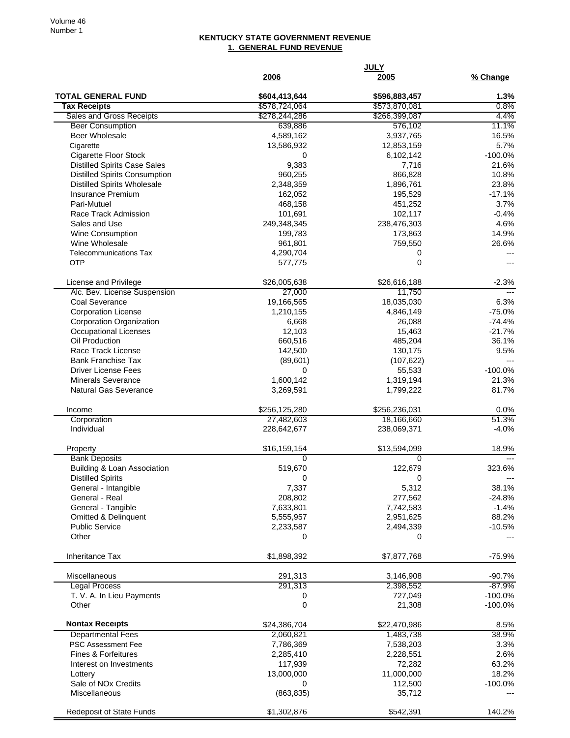## KENTUCKY STATE GOVERNMENT REVENUE

### 1. GENERAL FUND REVENUE

| | JULY | | |
|---|---|---|---|
| | 2006 | 2005 | % Change |
| **TOTAL GENERAL FUND** | **$604,413,644** | **$596,883,457** | **1.3%** |
| **Tax Receipts** | $578,724,064 | $573,870,081 | 0.8% |
| Sales and Gross Receipts | $278,244,286 | $266,399,087 | 4.4% |
| Beer Consumption | 639,886 | 576,102 | 11.1% |
| Beer Wholesale | 4,589,162 | 3,937,765 | 16.5% |
| Cigarette | 13,586,932 | 12,853,159 | 5.7% |
| Cigarette Floor Stock | 0 | 6,102,142 | -100.0% |
| Distilled Spirits Case Sales | 9,383 | 7,716 | 21.6% |
| Distilled Spirits Consumption | 960,255 | 866,828 | 10.8% |
| Distilled Spirits Wholesale | 2,348,359 | 1,896,761 | 23.8% |
| Insurance Premium | 162,052 | 195,529 | -17.1% |
| Pari-Mutuel | 468,158 | 451,252 | 3.7% |
| Race Track Admission | 101,691 | 102,117 | -0.4% |
| Sales and Use | 249,348,345 | 238,476,303 | 4.6% |
| Wine Consumption | 199,783 | 173,863 | 14.9% |
| Wine Wholesale | 961,801 | 759,550 | 26.6% |
| Telecommunications Tax | 4,290,704 | 0 | --- |
| OTP | 577,775 | 0 | --- |
| | | | |
| License and Privilege | $26,005,638 | $26,616,188 | -2.3% |
| Alc. Bev. License Suspension | 27,000 | 11,750 | --- |
| Coal Severance | 19,166,565 | 18,035,030 | 6.3% |
| Corporation License | 1,210,155 | 4,846,149 | -75.0% |
| Corporation Organization | 6,668 | 26,088 | -74.4% |
| Occupational Licenses | 12,103 | 15,463 | -21.7% |
| Oil Production | 660,516 | 485,204 | 36.1% |
| Race Track License | 142,500 | 130,175 | 9.5% |
| Bank Franchise Tax | (89,601) | (107,622) | --- |
| Driver License Fees | 0 | 55,533 | -100.0% |
| Minerals Severance | 1,600,142 | 1,319,194 | 21.3% |
| Natural Gas Severance | 3,269,591 | 1,799,222 | 81.7% |
| | | | |
| Income | $256,125,280 | $256,236,031 | 0.0% |
| Corporation | 27,482,603 | 18,166,660 | 51.3% |
| Individual | 228,642,677 | 238,069,371 | -4.0% |
| | | | |
| Property | $16,159,154 | $13,594,099 | 18.9% |
| Bank Deposits | 0 | 0 | --- |
| Building & Loan Association | 519,670 | 122,679 | 323.6% |
| Distilled Spirits | 0 | 0 | --- |
| General - Intangible | 7,337 | 5,312 | 38.1% |
| General - Real | 208,802 | 277,562 | -24.8% |
| General - Tangible | 7,633,801 | 7,742,583 | -1.4% |
| Omitted & Delinquent | 5,555,957 | 2,951,625 | 88.2% |
| Public Service | 2,233,587 | 2,494,339 | -10.5% |
| Other | 0 | 0 | --- |
| | | | |
| Inheritance Tax | $1,898,392 | $7,877,768 | -75.9% |
| | | | |
| Miscellaneous | 291,313 | 3,146,908 | -90.7% |
| Legal Process | 291,313 | 2,398,552 | -87.9% |
| T. V. A. In Lieu Payments | 0 | 727,049 | -100.0% |
| Other | 0 | 21,308 | -100.0% |
| | | | |
| **Nontax Receipts** | $24,386,704 | $22,470,986 | 8.5% |
| Departmental Fees | 2,060,821 | 1,483,738 | 38.9% |
| PSC Assessment Fee | 7,786,369 | 7,538,203 | 3.3% |
| Fines & Forfeitures | 2,285,410 | 2,228,551 | 2.6% |
| Interest on Investments | 117,939 | 72,282 | 63.2% |
| Lottery | 13,000,000 | 11,000,000 | 18.2% |
| Sale of NOx Credits | 0 | 112,500 | -100.0% |
| Miscellaneous | (863,835) | 35,712 | --- |
| | | | |
| Redeposit of State Funds | $1,302,876 | $542,391 | 140.2% |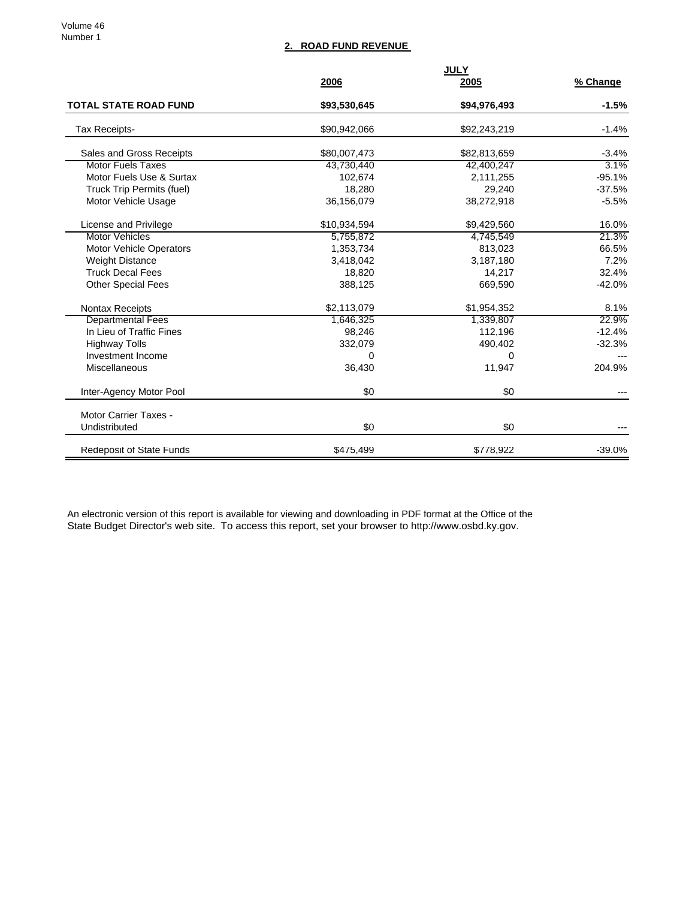## 2. ROAD FUND REVENUE

| | JULY | | |
|---|---|---|---|
| | 2006 | 2005 | % Change |
| **TOTAL STATE ROAD FUND** | **$93,530,645** | **$94,976,493** | **-1.5%** |
| Tax Receipts- | $90,942,066 | $92,243,219 | -1.4% |
| Sales and Gross Receipts | $80,007,473 | $82,813,659 | -3.4% |
| Motor Fuels Taxes | 43,730,440 | 42,400,247 | 3.1% |
| Motor Fuels Use & Surtax | 102,674 | 2,111,255 | -95.1% |
| Truck Trip Permits (fuel) | 18,280 | 29,240 | -37.5% |
| Motor Vehicle Usage | 36,156,079 | 38,272,918 | -5.5% |
| License and Privilege | $10,934,594 | $9,429,560 | 16.0% |
| Motor Vehicles | 5,755,872 | 4,745,549 | 21.3% |
| Motor Vehicle Operators | 1,353,734 | 813,023 | 66.5% |
| Weight Distance | 3,418,042 | 3,187,180 | 7.2% |
| Truck Decal Fees | 18,820 | 14,217 | 32.4% |
| Other Special Fees | 388,125 | 669,590 | -42.0% |
| Nontax Receipts | $2,113,079 | $1,954,352 | 8.1% |
| Departmental Fees | 1,646,325 | 1,339,807 | 22.9% |
| In Lieu of Traffic Fines | 98,246 | 112,196 | -12.4% |
| Highway Tolls | 332,079 | 490,402 | -32.3% |
| Investment Income | 0 | 0 | --- |
| Miscellaneous | 36,430 | 11,947 | 204.9% |
| Inter-Agency Motor Pool | $0 | $0 | --- |
| Motor Carrier Taxes - Undistributed | $0 | $0 | --- |
| Redeposit of State Funds | $475,499 | $778,922 | -39.0% |

An electronic version of this report is available for viewing and downloading in PDF format at the Office of the State Budget Director's web site. To access this report, set your browser to http://www.osbd.ky.gov.